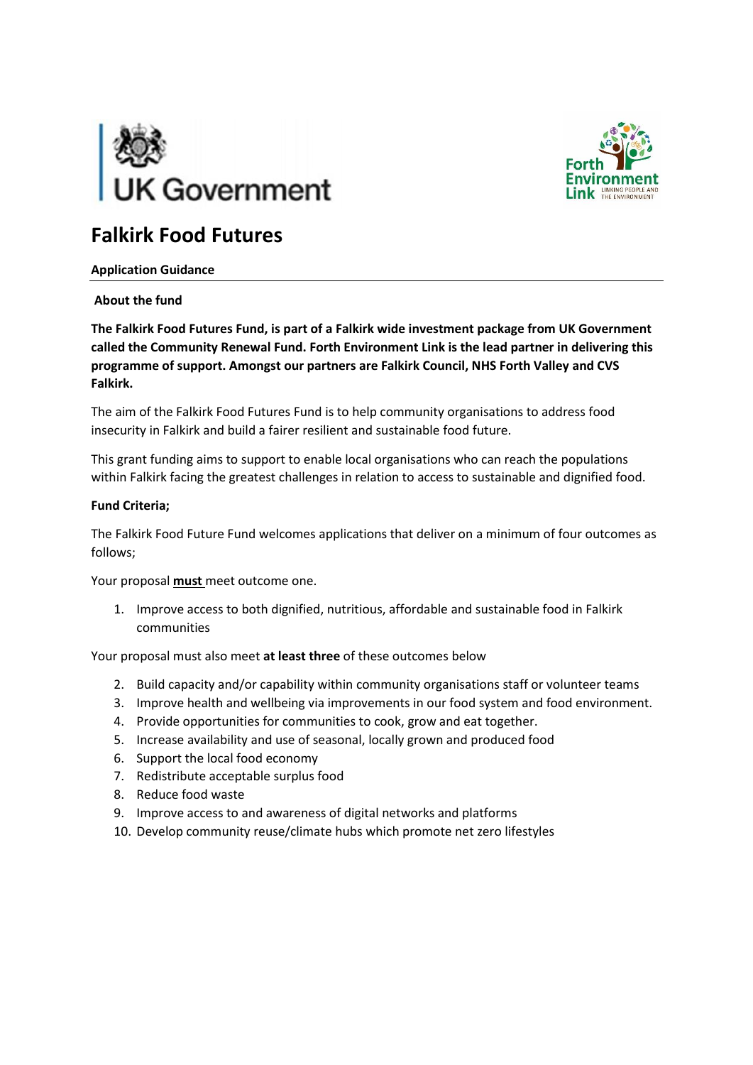# Falkirk Food Futures

**Application Guidance**

**About the fund**

**The Falkirk Food Futures Fund, is part of a Falkirk wide investment package from UK Government called the Community Renewal Fund. Forth Environment Link is the lead partner in delivering this programme of support. Amongst our partners are Falkirk Council, NHS Forth Valley and CVS Falkirk.**

The aim of the Falkirk Food Futures Fund is to help community organisations to address food insecurity in Falkirk and build a fairer resilient and sustainable food future.

This grant funding aims to support to enable local organisations who can reach the populations within Falkirk facing the greatest challenges in relation to access to sustainable and dignified food.

**Fund Criteria;**

The Falkirk Food Future Fund welcomes applications that deliver on a minimum of four outcomes as follows;

Your proposal **must** meet outcome one.

1. Improve access to both dignified, nutritious, affordable and sustainable food in Falkirk communities

Your proposal must also meet **at least three** of these outcomes below

2. Build capacity and/or capability within community organisations staff or volunteer teams
3. Improve health and wellbeing via improvements in our food system and food environment.
4. Provide opportunities for communities to cook, grow and eat together.
5. Increase availability and use of seasonal, locally grown and produced food
6. Support the local food economy
7. Redistribute acceptable surplus food
8. Reduce food waste
9. Improve access to and awareness of digital networks and platforms
10. Develop community reuse/climate hubs which promote net zero lifestyles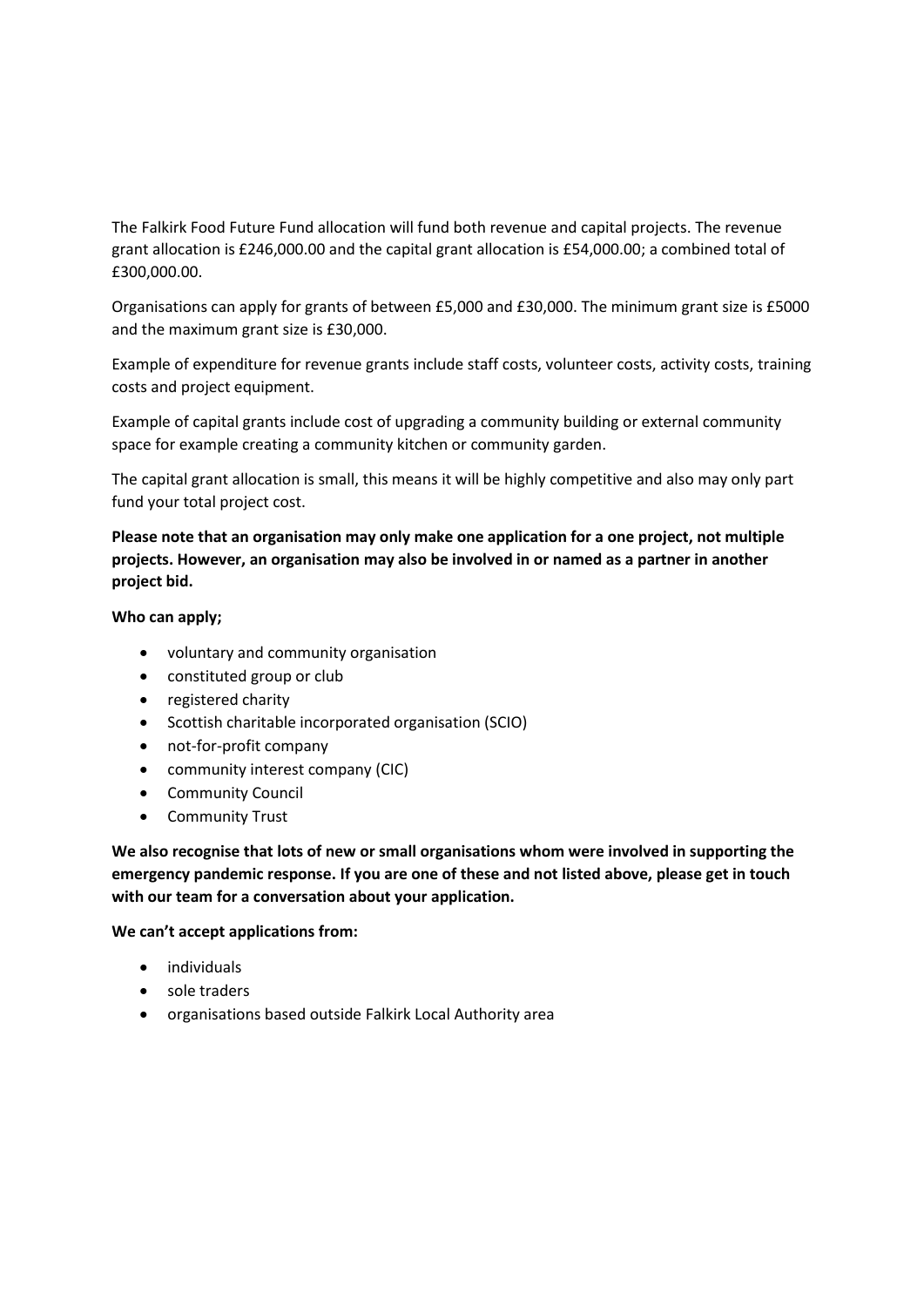The Falkirk Food Future Fund allocation will fund both revenue and capital projects. The revenue grant allocation is £246,000.00 and the capital grant allocation is £54,000.00; a combined total of £300,000.00.

Organisations can apply for grants of between £5,000 and £30,000. The minimum grant size is £5000 and the maximum grant size is £30,000.

Example of expenditure for revenue grants include staff costs, volunteer costs, activity costs, training costs and project equipment.

Example of capital grants include cost of upgrading a community building or external community space for example creating a community kitchen or community garden.

The capital grant allocation is small, this means it will be highly competitive and also may only part fund your total project cost.

**Please note that an organisation may only make one application for a one project, not multiple projects. However, an organisation may also be involved in or named as a partner in another project bid.**

**Who can apply;**

- voluntary and community organisation
- constituted group or club
- registered charity
- Scottish charitable incorporated organisation (SCIO)
- not-for-profit company
- community interest company (CIC)
- Community Council
- Community Trust

**We also recognise that lots of new or small organisations whom were involved in supporting the emergency pandemic response. If you are one of these and not listed above, please get in touch with our team for a conversation about your application.**

**We can't accept applications from:**

- individuals
- sole traders
- organisations based outside Falkirk Local Authority area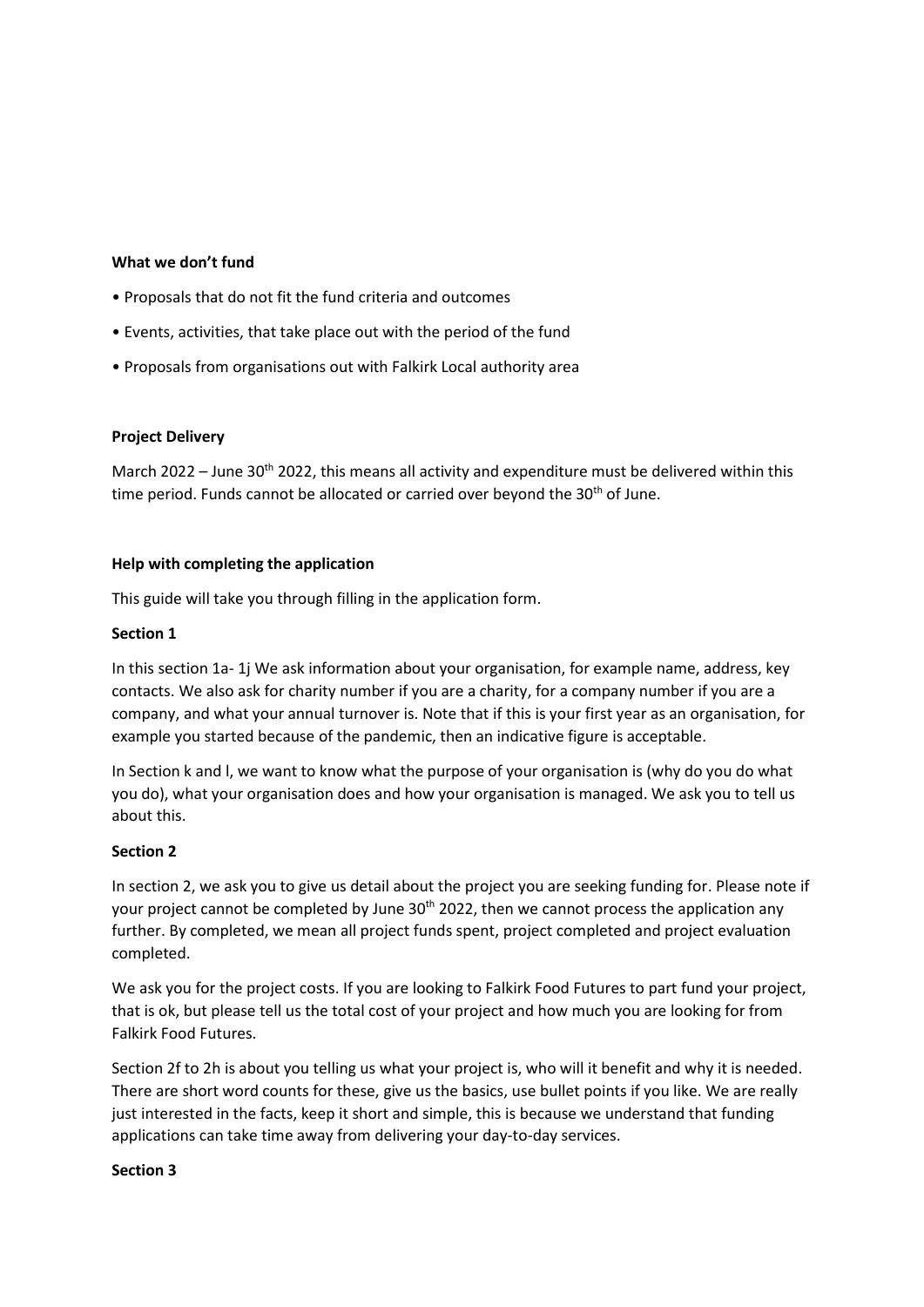**What we don't fund**

- Proposals that do not fit the fund criteria and outcomes
- Events, activities, that take place out with the period of the fund
- Proposals from organisations out with Falkirk Local authority area

**Project Delivery**

March 2022 – June 30th 2022, this means all activity and expenditure must be delivered within this time period. Funds cannot be allocated or carried over beyond the 30th of June.

**Help with completing the application**

This guide will take you through filling in the application form.

**Section 1**

In this section 1a- 1j We ask information about your organisation, for example name, address, key contacts. We also ask for charity number if you are a charity, for a company number if you are a company, and what your annual turnover is. Note that if this is your first year as an organisation, for example you started because of the pandemic, then an indicative figure is acceptable.

In Section k and l, we want to know what the purpose of your organisation is (why do you do what you do), what your organisation does and how your organisation is managed. We ask you to tell us about this.

**Section 2**

In section 2, we ask you to give us detail about the project you are seeking funding for. Please note if your project cannot be completed by June 30th 2022, then we cannot process the application any further. By completed, we mean all project funds spent, project completed and project evaluation completed.

We ask you for the project costs. If you are looking to Falkirk Food Futures to part fund your project, that is ok, but please tell us the total cost of your project and how much you are looking for from Falkirk Food Futures.

Section 2f to 2h is about you telling us what your project is, who will it benefit and why it is needed. There are short word counts for these, give us the basics, use bullet points if you like. We are really just interested in the facts, keep it short and simple, this is because we understand that funding applications can take time away from delivering your day-to-day services.

**Section 3**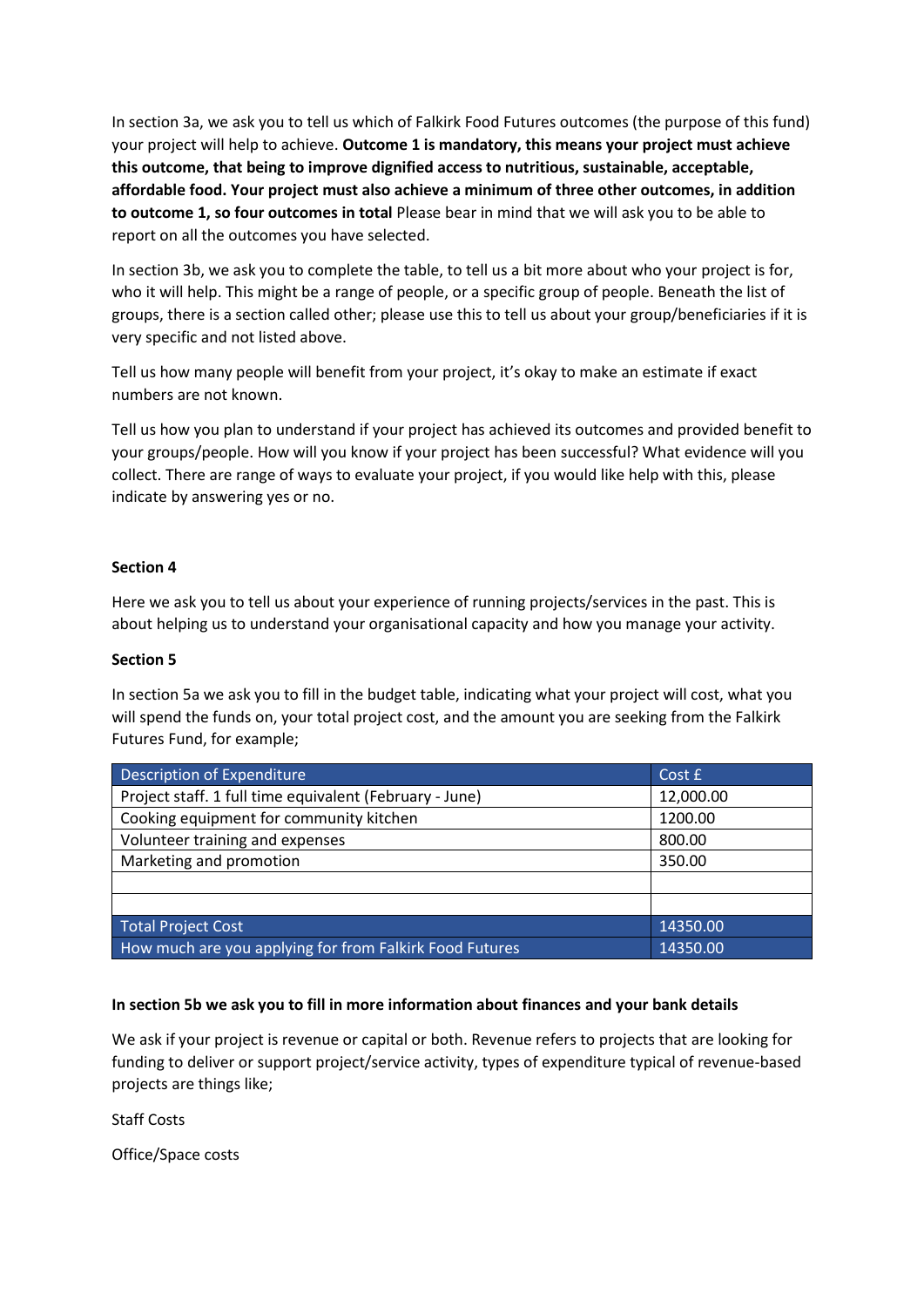In section 3a, we ask you to tell us which of Falkirk Food Futures outcomes (the purpose of this fund) your project will help to achieve. **Outcome 1 is mandatory, this means your project must achieve this outcome, that being to improve dignified access to nutritious, sustainable, acceptable, affordable food. Your project must also achieve a minimum of three other outcomes, in addition to outcome 1, so four outcomes in total** Please bear in mind that we will ask you to be able to report on all the outcomes you have selected.

In section 3b, we ask you to complete the table, to tell us a bit more about who your project is for, who it will help. This might be a range of people, or a specific group of people. Beneath the list of groups, there is a section called other; please use this to tell us about your group/beneficiaries if it is very specific and not listed above.

Tell us how many people will benefit from your project, it's okay to make an estimate if exact numbers are not known.

Tell us how you plan to understand if your project has achieved its outcomes and provided benefit to your groups/people. How will you know if your project has been successful? What evidence will you collect. There are range of ways to evaluate your project, if you would like help with this, please indicate by answering yes or no.

**Section 4**

Here we ask you to tell us about your experience of running projects/services in the past. This is about helping us to understand your organisational capacity and how you manage your activity.

**Section 5**

In section 5a we ask you to fill in the budget table, indicating what your project will cost, what you will spend the funds on, your total project cost, and the amount you are seeking from the Falkirk Futures Fund, for example;

| Description of Expenditure | Cost £ |
|---|---|
| Project staff. 1 full time equivalent (February - June) | 12,000.00 |
| Cooking equipment for community kitchen | 1200.00 |
| Volunteer training and expenses | 800.00 |
| Marketing and promotion | 350.00 |
| | |
| | |
| Total Project Cost | 14350.00 |
| How much are you applying for from Falkirk Food Futures | 14350.00 |

**In section 5b we ask you to fill in more information about finances and your bank details**

We ask if your project is revenue or capital or both. Revenue refers to projects that are looking for funding to deliver or support project/service activity, types of expenditure typical of revenue-based projects are things like;

Staff Costs

Office/Space costs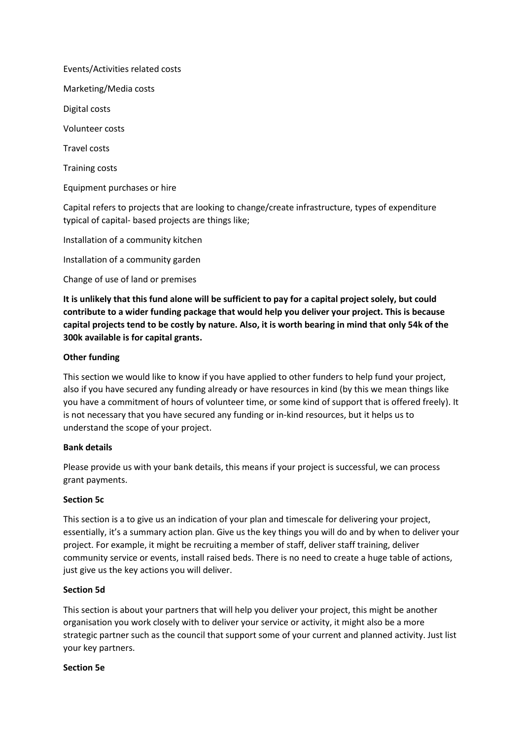Events/Activities related costs

Marketing/Media costs

Digital costs

Volunteer costs

Travel costs

Training costs

Equipment purchases or hire

Capital refers to projects that are looking to change/create infrastructure, types of expenditure typical of capital- based projects are things like;

Installation of a community kitchen

Installation of a community garden

Change of use of land or premises

**It is unlikely that this fund alone will be sufficient to pay for a capital project solely, but could contribute to a wider funding package that would help you deliver your project. This is because capital projects tend to be costly by nature. Also, it is worth bearing in mind that only 54k of the 300k available is for capital grants.**

**Other funding**

This section we would like to know if you have applied to other funders to help fund your project, also if you have secured any funding already or have resources in kind (by this we mean things like you have a commitment of hours of volunteer time, or some kind of support that is offered freely). It is not necessary that you have secured any funding or in-kind resources, but it helps us to understand the scope of your project.

**Bank details**

Please provide us with your bank details, this means if your project is successful, we can process grant payments.

**Section 5c**

This section is a to give us an indication of your plan and timescale for delivering your project, essentially, it's a summary action plan. Give us the key things you will do and by when to deliver your project. For example, it might be recruiting a member of staff, deliver staff training, deliver community service or events, install raised beds. There is no need to create a huge table of actions, just give us the key actions you will deliver.

**Section 5d**

This section is about your partners that will help you deliver your project, this might be another organisation you work closely with to deliver your service or activity, it might also be a more strategic partner such as the council that support some of your current and planned activity. Just list your key partners.

**Section 5e**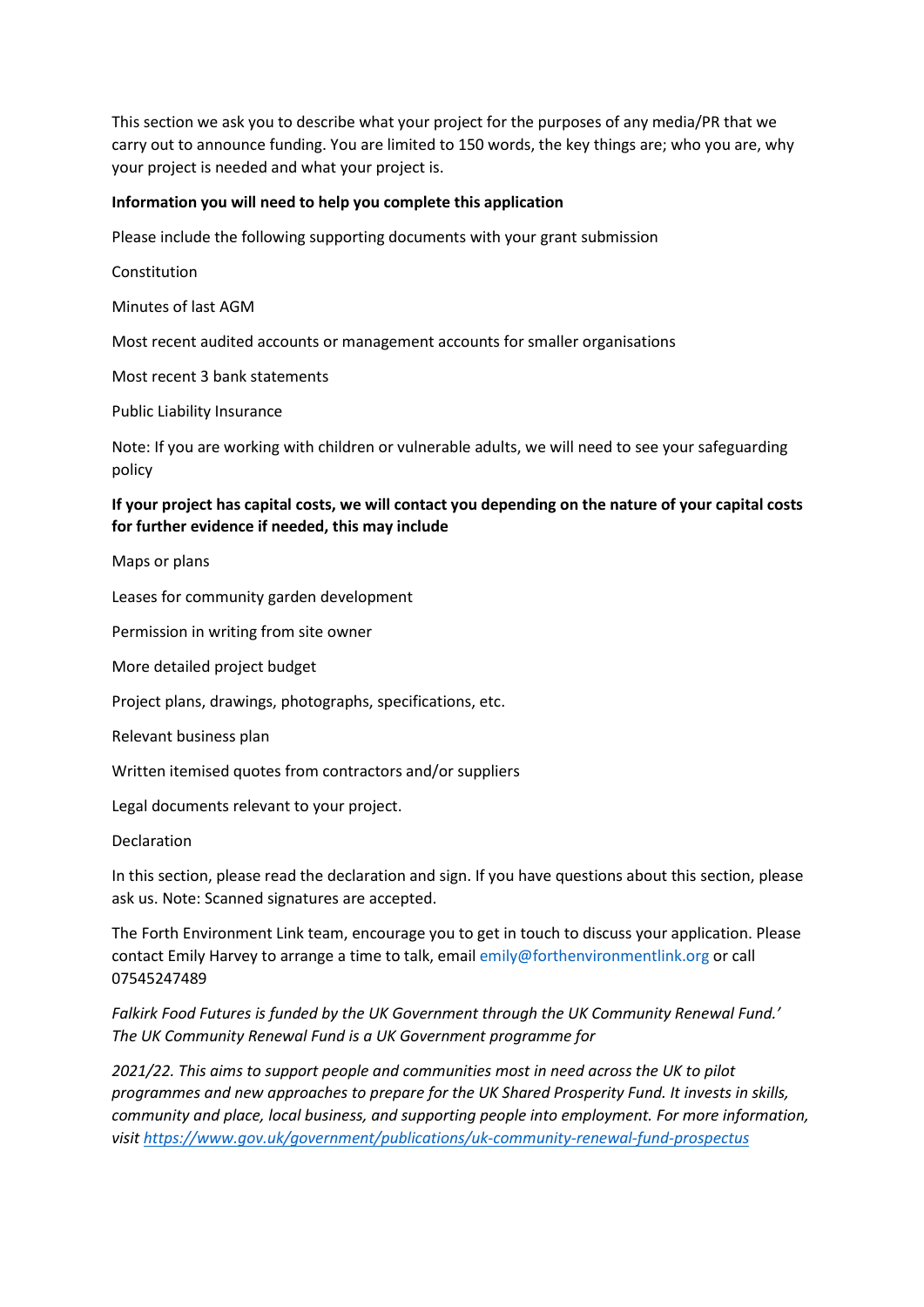This section we ask you to describe what your project for the purposes of any media/PR that we carry out to announce funding. You are limited to 150 words, the key things are; who you are, why your project is needed and what your project is.

**Information you will need to help you complete this application**

Please include the following supporting documents with your grant submission

Constitution

Minutes of last AGM

Most recent audited accounts or management accounts for smaller organisations

Most recent 3 bank statements

Public Liability Insurance

Note: If you are working with children or vulnerable adults, we will need to see your safeguarding policy

**If your project has capital costs, we will contact you depending on the nature of your capital costs for further evidence if needed, this may include**

Maps or plans

Leases for community garden development

Permission in writing from site owner

More detailed project budget

Project plans, drawings, photographs, specifications, etc.

Relevant business plan

Written itemised quotes from contractors and/or suppliers

Legal documents relevant to your project.

Declaration

In this section, please read the declaration and sign. If you have questions about this section, please ask us. Note: Scanned signatures are accepted.

The Forth Environment Link team, encourage you to get in touch to discuss your application. Please contact Emily Harvey to arrange a time to talk, email emily@forthenvironmentlink.org or call 07545247489

*Falkirk Food Futures is funded by the UK Government through the UK Community Renewal Fund.' The UK Community Renewal Fund is a UK Government programme for*

*2021/22. This aims to support people and communities most in need across the UK to pilot programmes and new approaches to prepare for the UK Shared Prosperity Fund. It invests in skills, community and place, local business, and supporting people into employment. For more information, visit https://www.gov.uk/government/publications/uk-community-renewal-fund-prospectus*